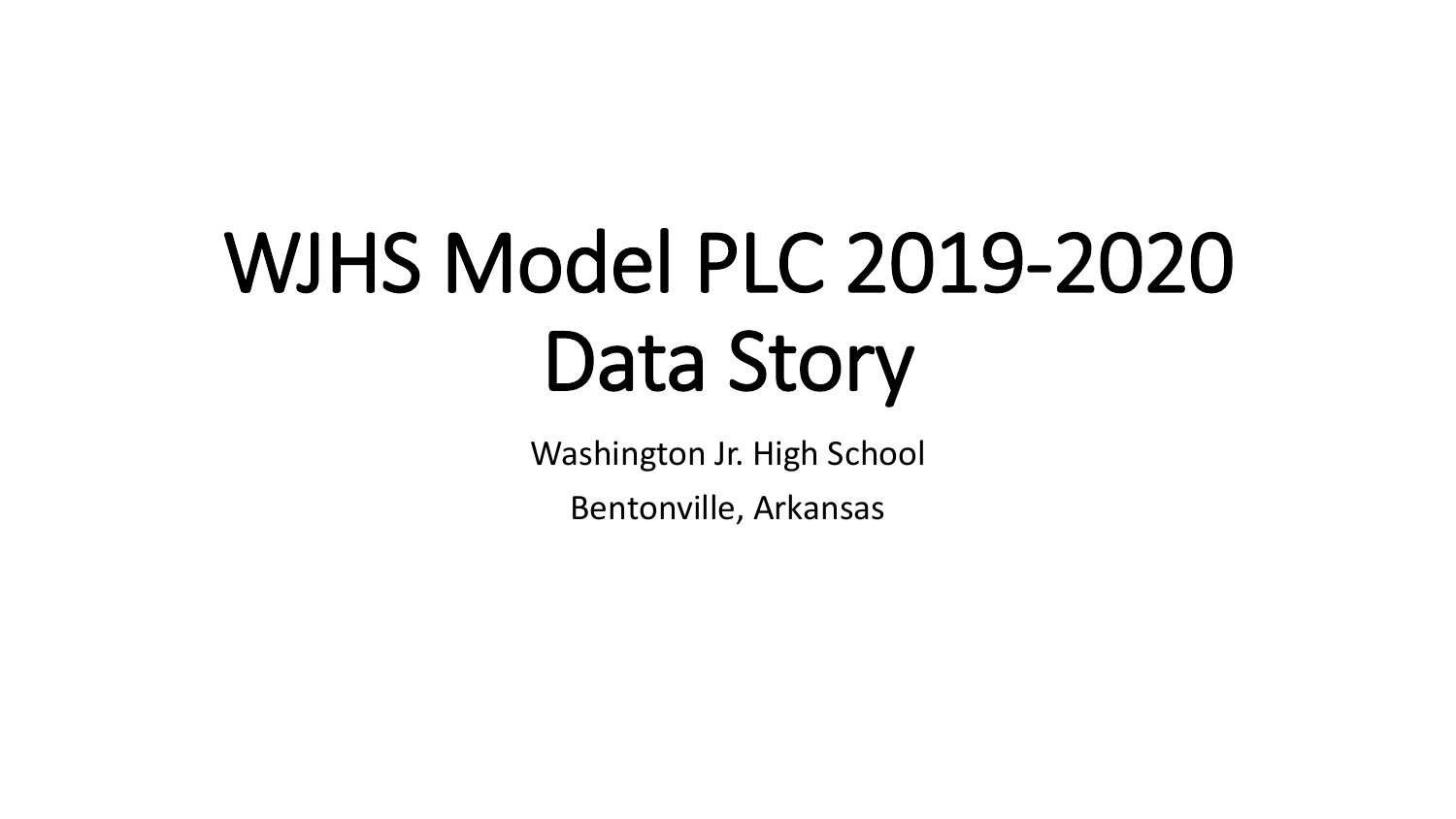# WJHS Model PLC 2019-2020 Data Story

Washington Jr. High School

Bentonville, Arkansas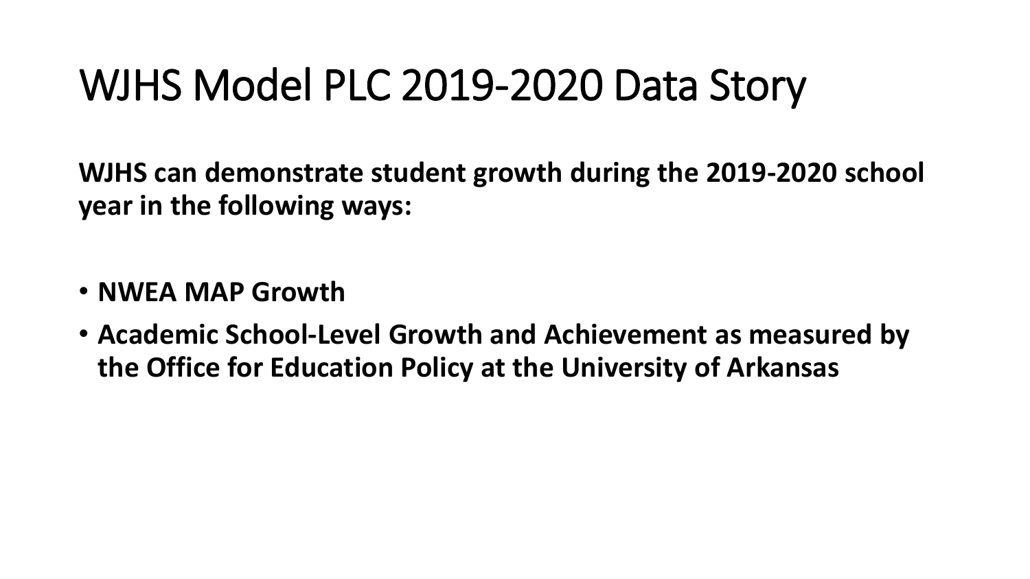# WJHS Model PLC 2019-2020 Data Story

**WJHS can demonstrate student growth during the 2019-2020 school year in the following ways:**

- **NWEA MAP Growth**
- **Academic School-Level Growth and Achievement as measured by the Office for Education Policy at the University of Arkansas**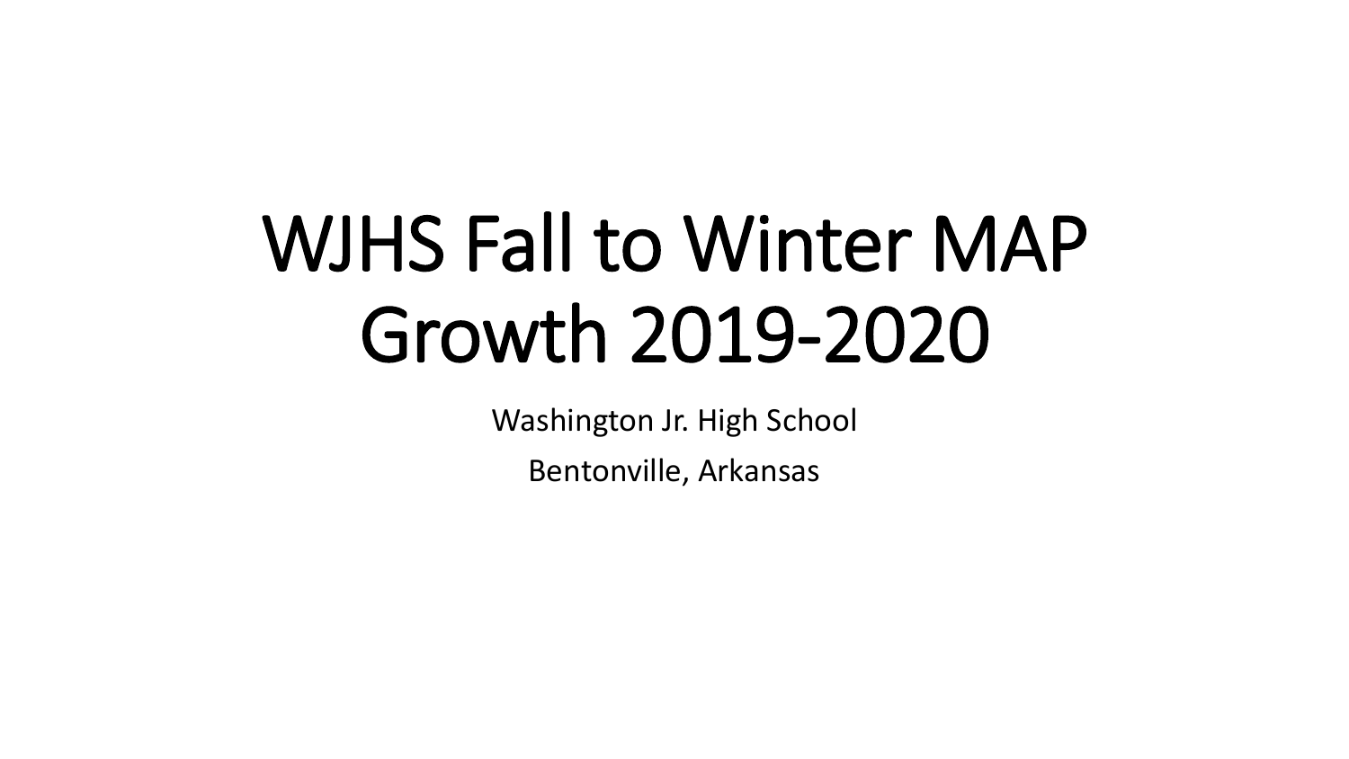# WJHS Fall to Winter MAP Growth 2019-2020

Washington Jr. High School

Bentonville, Arkansas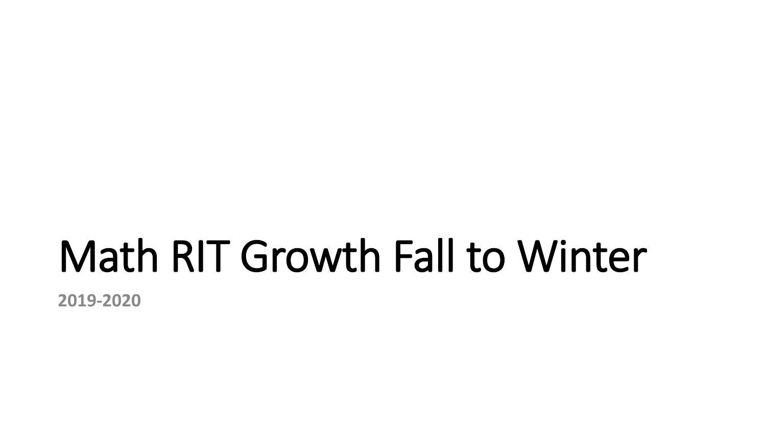# Math RIT Growth Fall to Winter

**2019-2020**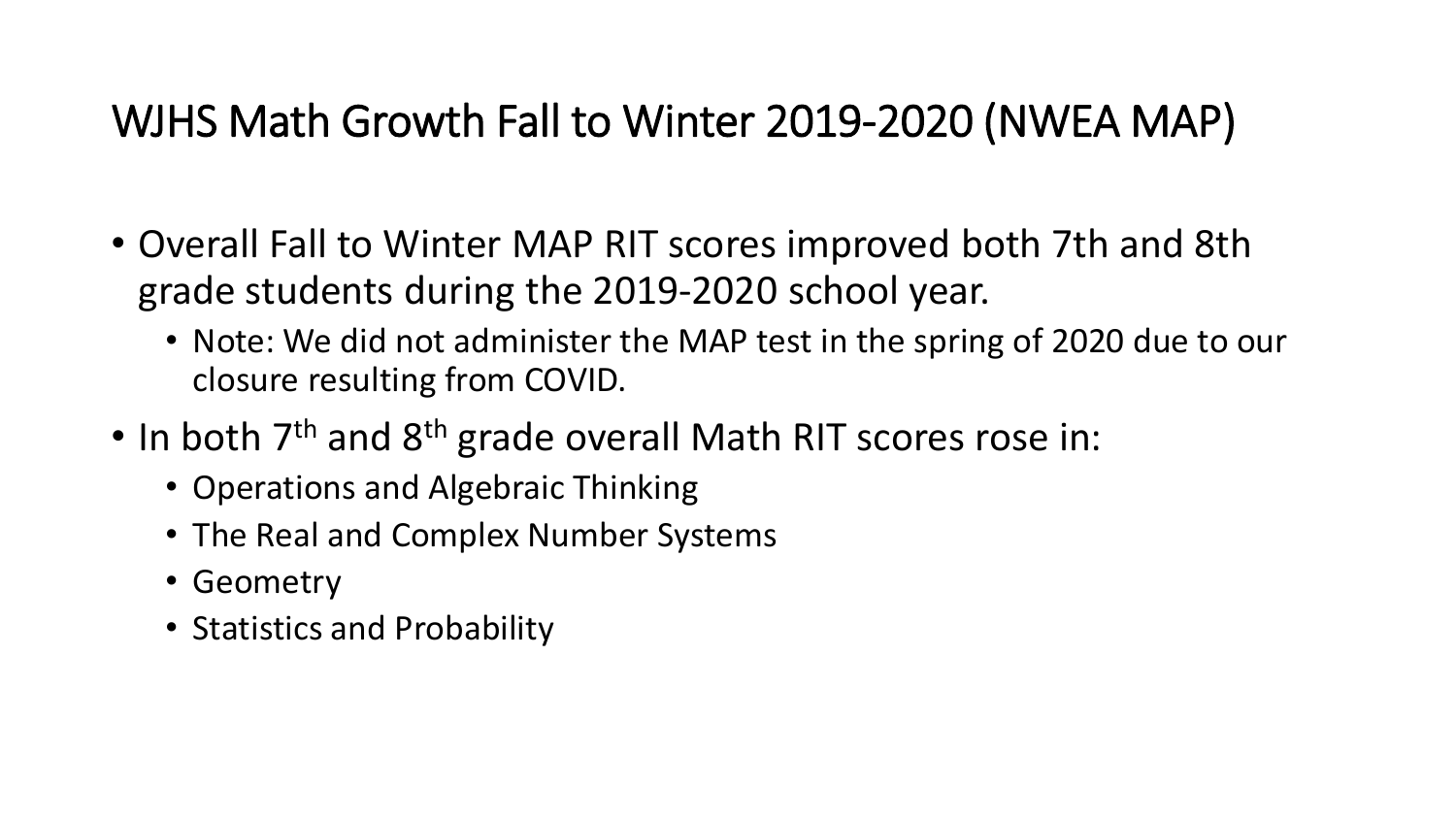# WJHS Math Growth Fall to Winter 2019-2020 (NWEA MAP)

- Overall Fall to Winter MAP RIT scores improved both 7th and 8th grade students during the 2019-2020 school year.
  - Note: We did not administer the MAP test in the spring of 2020 due to our closure resulting from COVID.
- In both 7th and 8th grade overall Math RIT scores rose in:
  - Operations and Algebraic Thinking
  - The Real and Complex Number Systems
  - Geometry
  - Statistics and Probability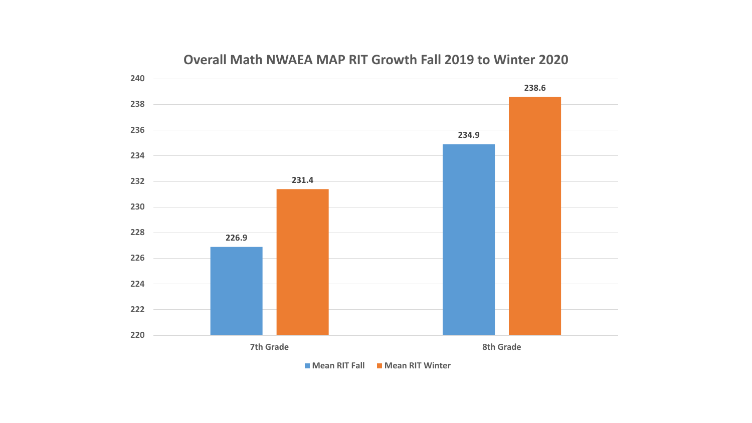## Overall Math NWAEA MAP RIT Growth Fall 2019 to Winter 2020

| | Mean RIT Fall | Mean RIT Winter |
|---|---|---|
| 7th Grade | 226.9 | 231.4 |
| 8th Grade | 234.9 | 238.6 |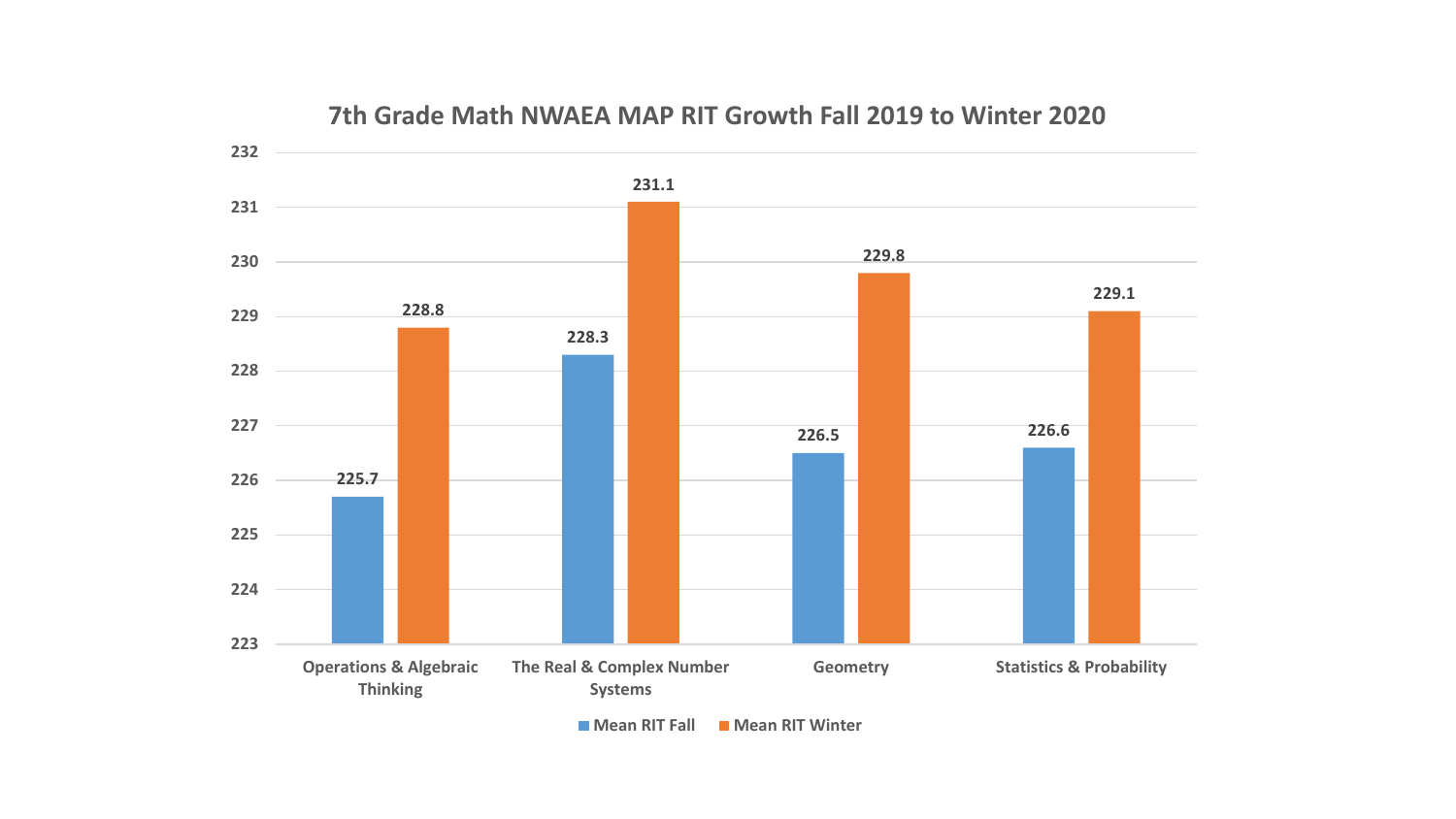## 7th Grade Math NWAEA MAP RIT Growth Fall 2019 to Winter 2020

| | Mean RIT Fall | Mean RIT Winter |
|---|---|---|
| Operations & Algebraic Thinking | 225.7 | 228.8 |
| The Real & Complex Number Systems | 228.3 | 231.1 |
| Geometry | 226.5 | 229.8 |
| Statistics & Probability | 226.6 | 229.1 |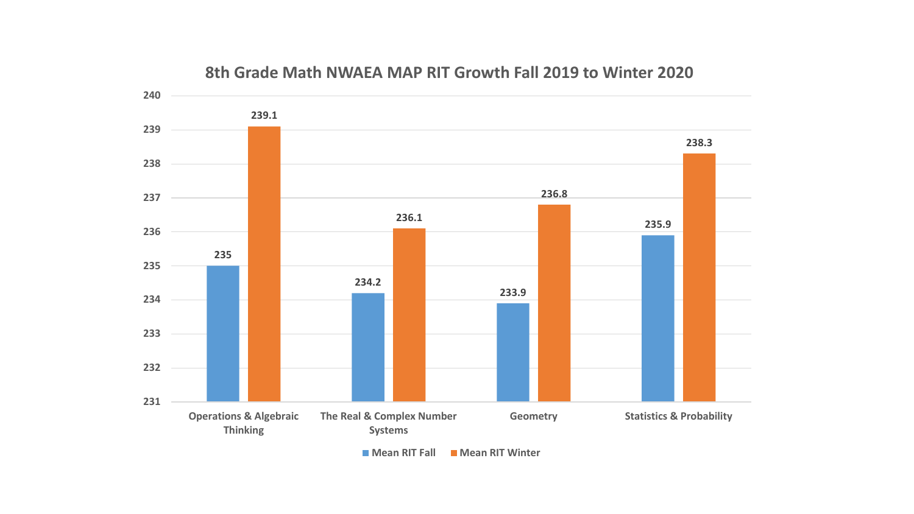# 8th Grade Math NWAEA MAP RIT Growth Fall 2019 to Winter 2020

| | Mean RIT Fall | Mean RIT Winter |
|---|---|---|
| Operations & Algebraic Thinking | 235 | 239.1 |
| The Real & Complex Number Systems | 234.2 | 236.1 |
| Geometry | 233.9 | 236.8 |
| Statistics & Probability | 235.9 | 238.3 |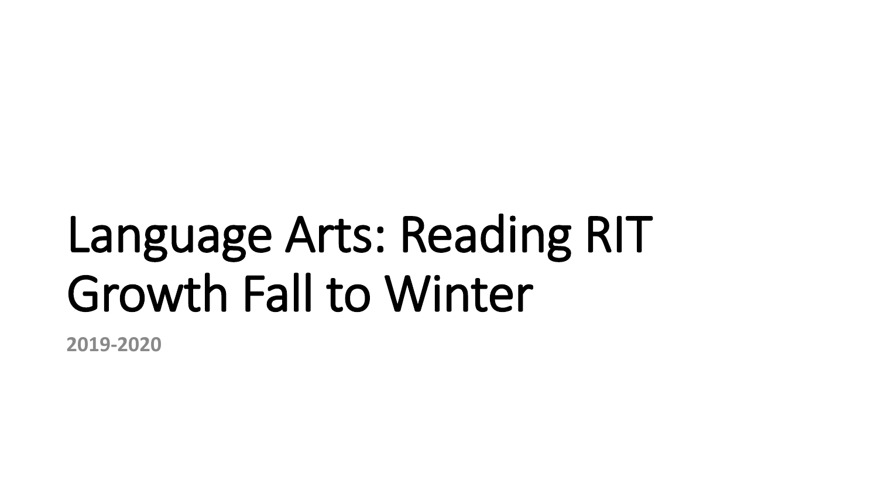# Language Arts: Reading RIT Growth Fall to Winter

**2019-2020**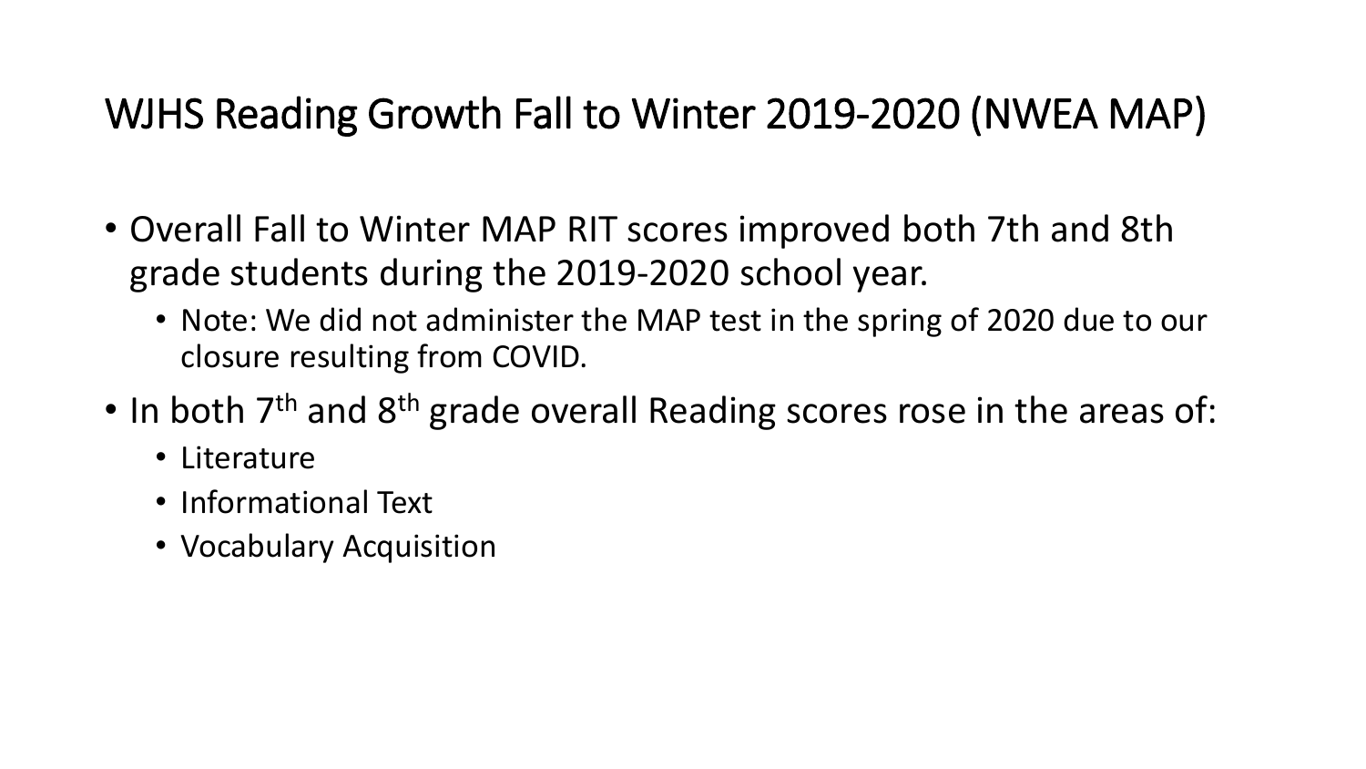# WJHS Reading Growth Fall to Winter 2019-2020 (NWEA MAP)

- Overall Fall to Winter MAP RIT scores improved both 7th and 8th grade students during the 2019-2020 school year.
  - Note: We did not administer the MAP test in the spring of 2020 due to our closure resulting from COVID.
- In both 7th and 8th grade overall Reading scores rose in the areas of:
  - Literature
  - Informational Text
  - Vocabulary Acquisition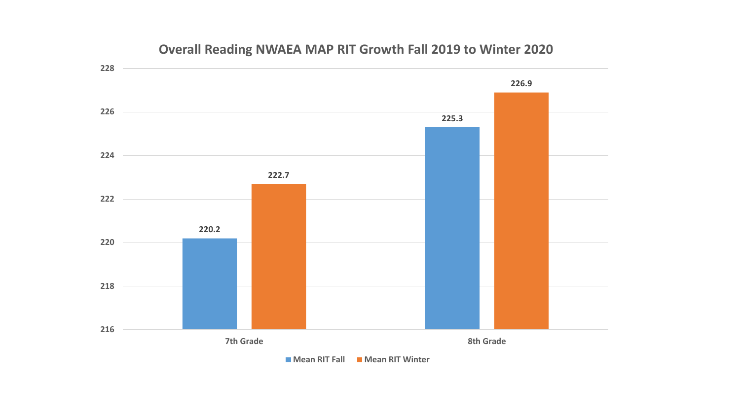## Overall Reading NWAEA MAP RIT Growth Fall 2019 to Winter 2020

| Grade | Mean RIT Fall | Mean RIT Winter |
|---|---|---|
| 7th Grade | 220.2 | 222.7 |
| 8th Grade | 225.3 | 226.9 |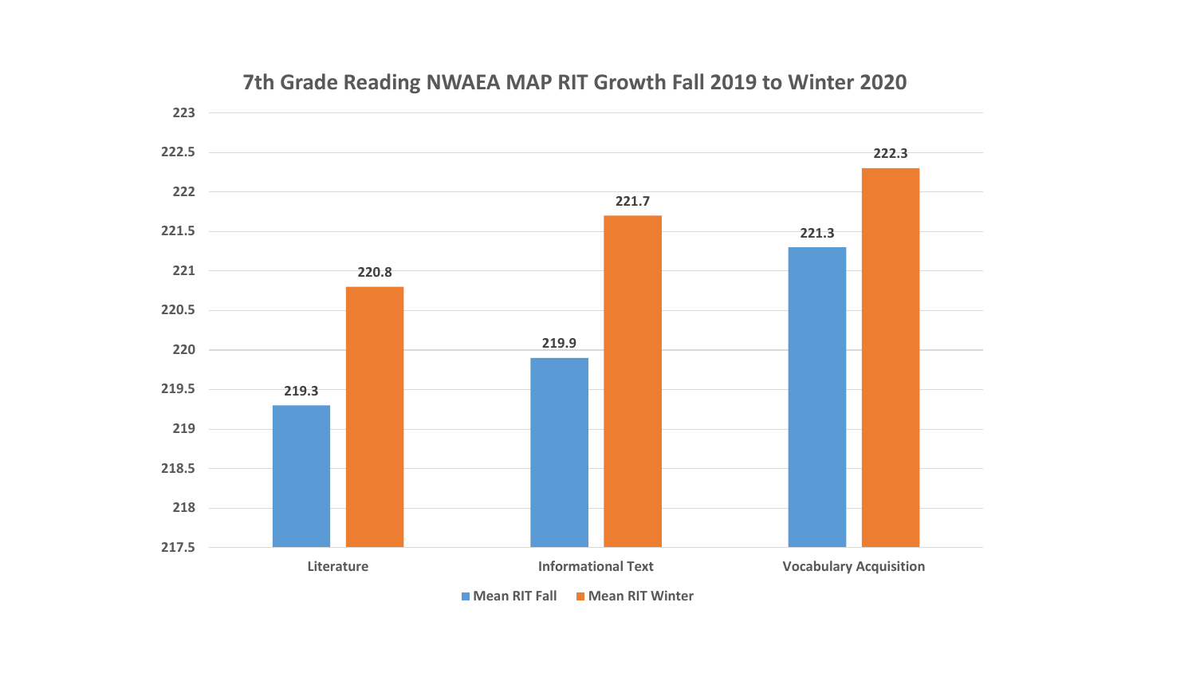## 7th Grade Reading NWAEA MAP RIT Growth Fall 2019 to Winter 2020

| | Mean RIT Fall | Mean RIT Winter |
|---|---|---|
| Literature | 219.3 | 220.8 |
| Informational Text | 219.9 | 221.7 |
| Vocabulary Acquisition | 221.3 | 222.3 |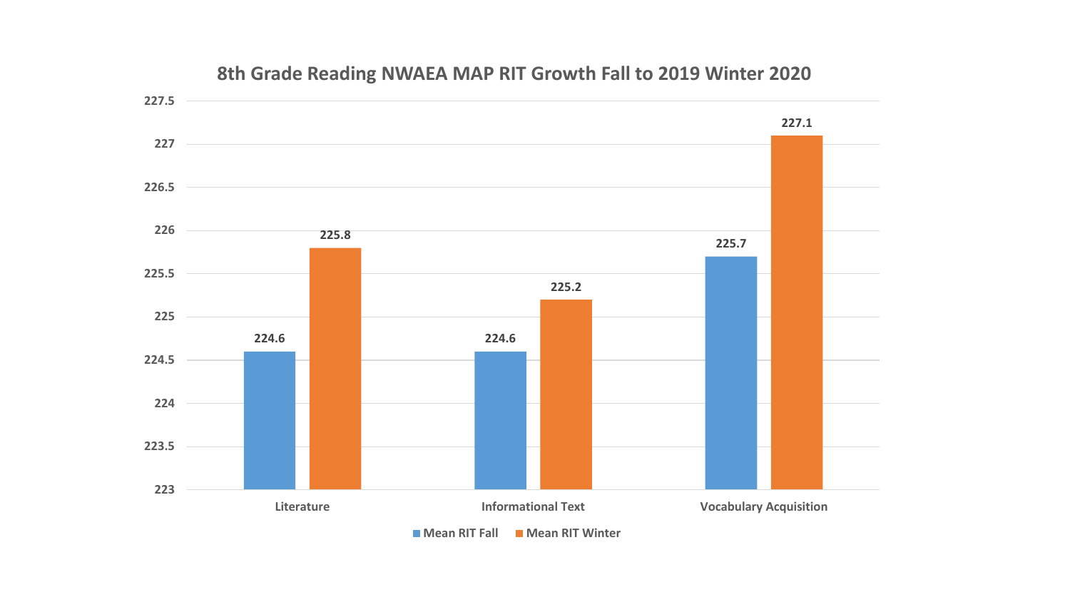## 8th Grade Reading NWAEA MAP RIT Growth Fall to 2019 Winter 2020

| | Mean RIT Fall | Mean RIT Winter |
|---|---|---|
| Literature | 224.6 | 225.8 |
| Informational Text | 224.6 | 225.2 |
| Vocabulary Acquisition | 225.7 | 227.1 |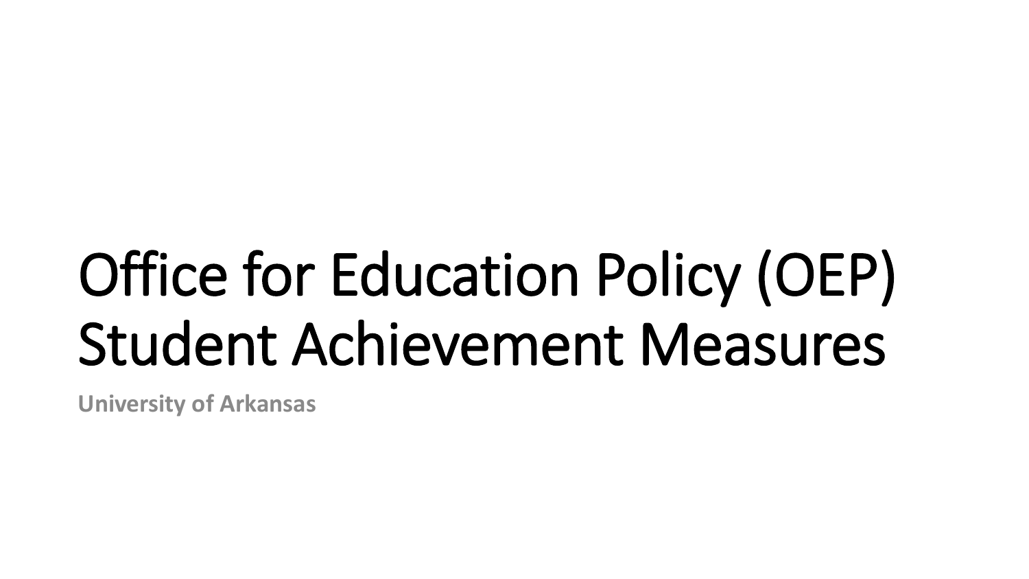# Office for Education Policy (OEP) Student Achievement Measures

**University of Arkansas**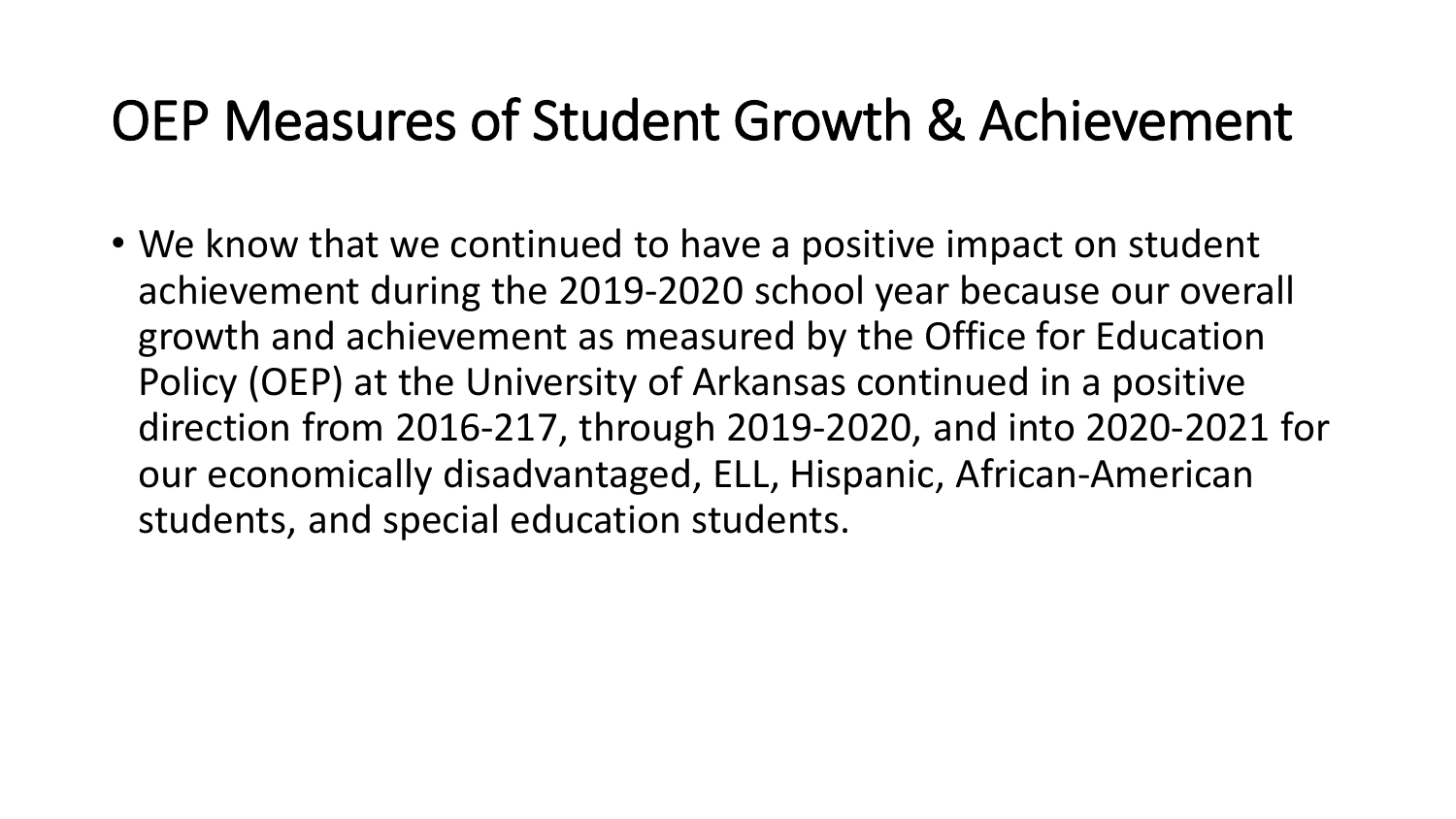# OEP Measures of Student Growth & Achievement

- We know that we continued to have a positive impact on student achievement during the 2019-2020 school year because our overall growth and achievement as measured by the Office for Education Policy (OEP) at the University of Arkansas continued in a positive direction from 2016-217, through 2019-2020, and into 2020-2021 for our economically disadvantaged, ELL, Hispanic, African-American students, and special education students.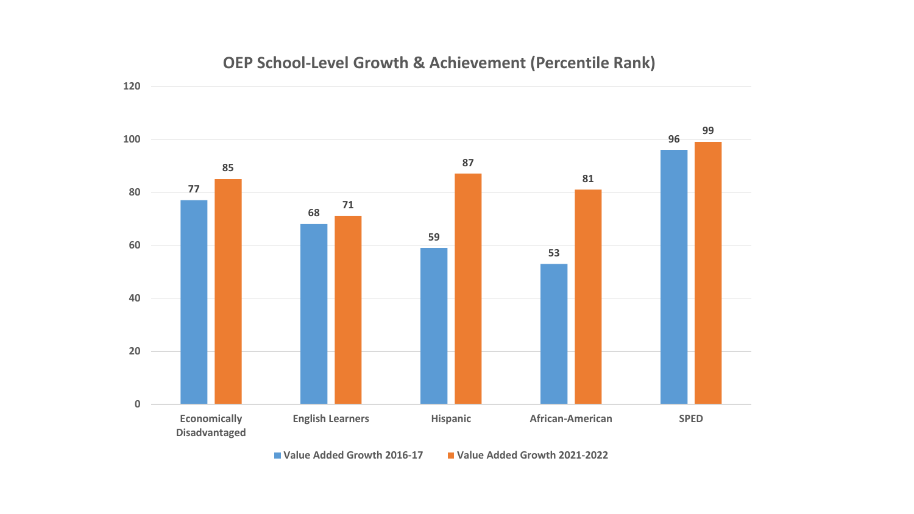OEP School-Level Growth & Achievement (Percentile Rank)

120
100
80
60
40
20
0

77
85
68
71
59
87
53
81
96
99

Economically Disadvantaged
English Learners
Hispanic
African-American
SPED

Value Added Growth 2016-17
Value Added Growth 2021-2022